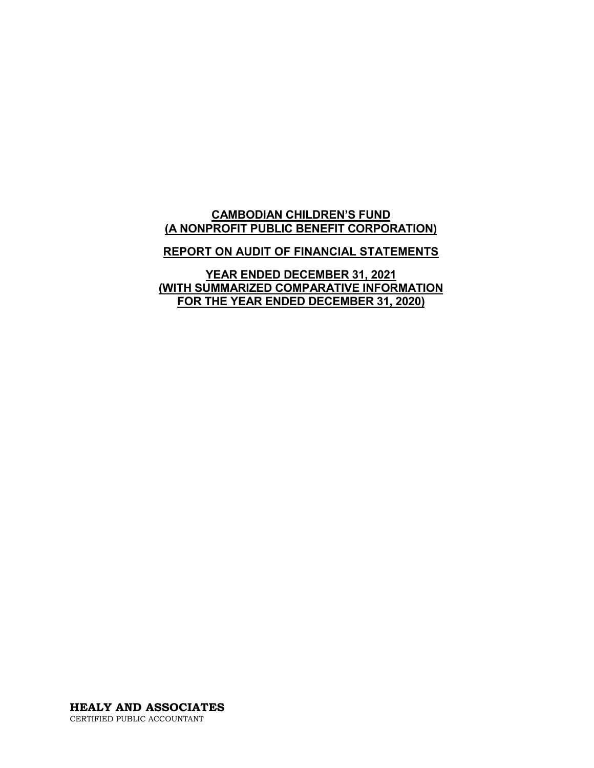# CAMBODIAN CHILDREN'S FUND
# (A NONPROFIT PUBLIC BENEFIT CORPORATION)

## REPORT ON AUDIT OF FINANCIAL STATEMENTS

## YEAR ENDED DECEMBER 31, 2021
## (WITH SUMMARIZED COMPARATIVE INFORMATION FOR THE YEAR ENDED DECEMBER 31, 2020)

**HEALY AND ASSOCIATES**
CERTIFIED PUBLIC ACCOUNTANT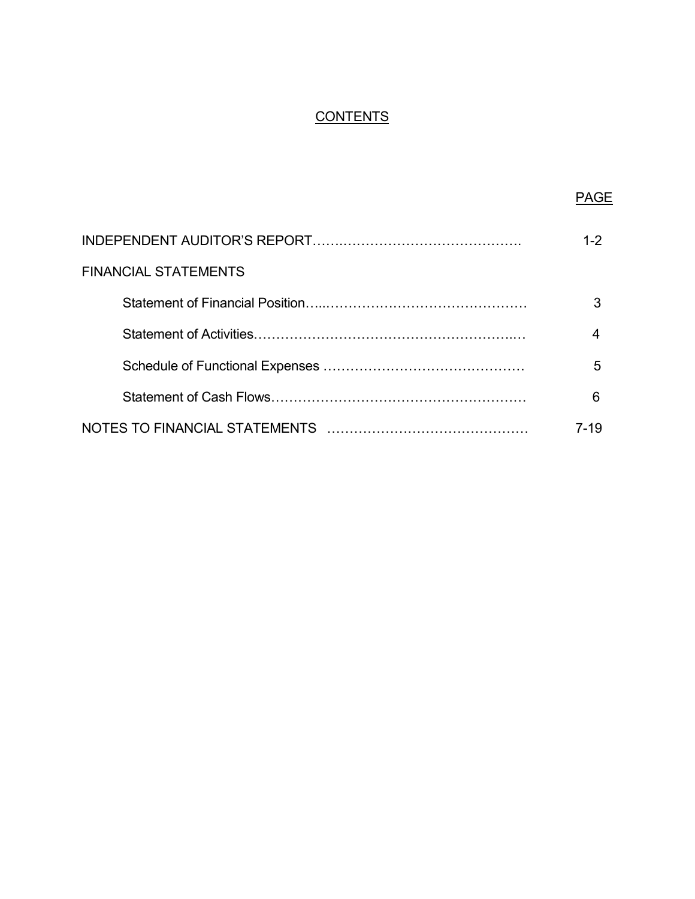# CONTENTS

| | PAGE |
|---|---|
| INDEPENDENT AUDITOR'S REPORT | 1-2 |
| FINANCIAL STATEMENTS | |
| Statement of Financial Position | 3 |
| Statement of Activities | 4 |
| Schedule of Functional Expenses | 5 |
| Statement of Cash Flows | 6 |
| NOTES TO FINANCIAL STATEMENTS | 7-19 |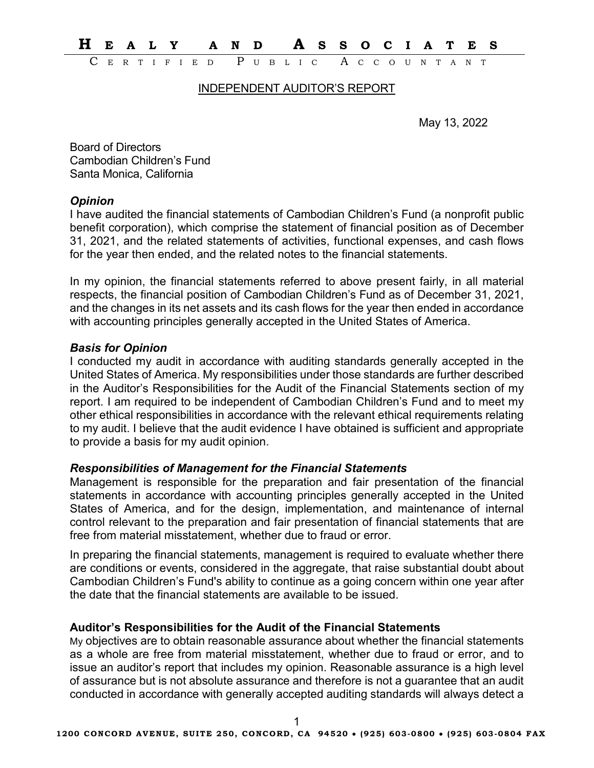# HEALY AND ASSOCIATES

CERTIFIED PUBLIC ACCOUNTANT

## INDEPENDENT AUDITOR'S REPORT

May 13, 2022

Board of Directors
Cambodian Children's Fund
Santa Monica, California

### *Opinion*

I have audited the financial statements of Cambodian Children's Fund (a nonprofit public benefit corporation), which comprise the statement of financial position as of December 31, 2021, and the related statements of activities, functional expenses, and cash flows for the year then ended, and the related notes to the financial statements.

In my opinion, the financial statements referred to above present fairly, in all material respects, the financial position of Cambodian Children's Fund as of December 31, 2021, and the changes in its net assets and its cash flows for the year then ended in accordance with accounting principles generally accepted in the United States of America.

### *Basis for Opinion*

I conducted my audit in accordance with auditing standards generally accepted in the United States of America. My responsibilities under those standards are further described in the Auditor's Responsibilities for the Audit of the Financial Statements section of my report. I am required to be independent of Cambodian Children's Fund and to meet my other ethical responsibilities in accordance with the relevant ethical requirements relating to my audit. I believe that the audit evidence I have obtained is sufficient and appropriate to provide a basis for my audit opinion.

### *Responsibilities of Management for the Financial Statements*

Management is responsible for the preparation and fair presentation of the financial statements in accordance with accounting principles generally accepted in the United States of America, and for the design, implementation, and maintenance of internal control relevant to the preparation and fair presentation of financial statements that are free from material misstatement, whether due to fraud or error.

In preparing the financial statements, management is required to evaluate whether there are conditions or events, considered in the aggregate, that raise substantial doubt about Cambodian Children's Fund's ability to continue as a going concern within one year after the date that the financial statements are available to be issued.

### Auditor's Responsibilities for the Audit of the Financial Statements

My objectives are to obtain reasonable assurance about whether the financial statements as a whole are free from material misstatement, whether due to fraud or error, and to issue an auditor's report that includes my opinion. Reasonable assurance is a high level of assurance but is not absolute assurance and therefore is not a guarantee that an audit conducted in accordance with generally accepted auditing standards will always detect a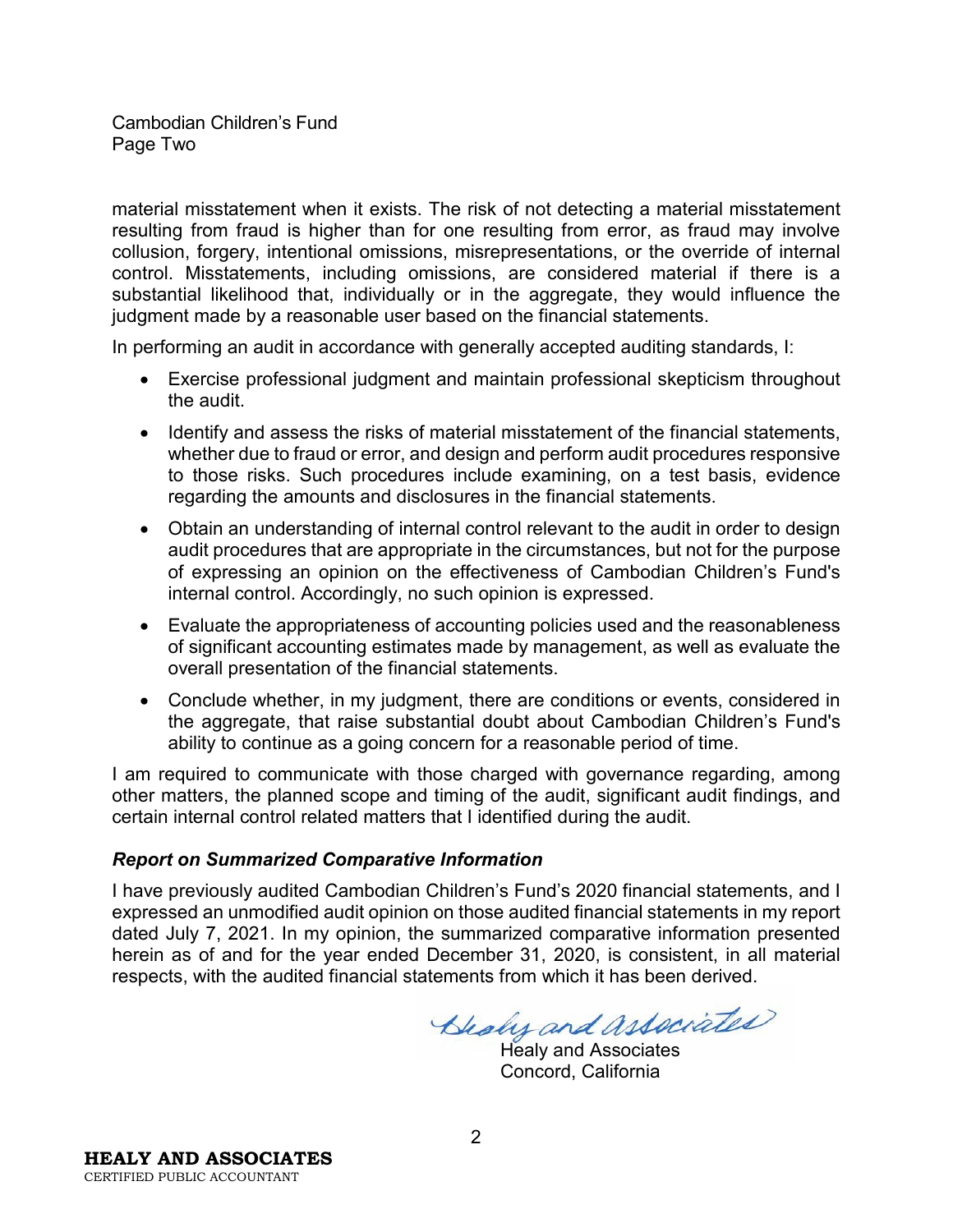material misstatement when it exists. The risk of not detecting a material misstatement resulting from fraud is higher than for one resulting from error, as fraud may involve collusion, forgery, intentional omissions, misrepresentations, or the override of internal control. Misstatements, including omissions, are considered material if there is a substantial likelihood that, individually or in the aggregate, they would influence the judgment made by a reasonable user based on the financial statements.

In performing an audit in accordance with generally accepted auditing standards, I:

- Exercise professional judgment and maintain professional skepticism throughout the audit.
- Identify and assess the risks of material misstatement of the financial statements, whether due to fraud or error, and design and perform audit procedures responsive to those risks. Such procedures include examining, on a test basis, evidence regarding the amounts and disclosures in the financial statements.
- Obtain an understanding of internal control relevant to the audit in order to design audit procedures that are appropriate in the circumstances, but not for the purpose of expressing an opinion on the effectiveness of Cambodian Children's Fund's internal control. Accordingly, no such opinion is expressed.
- Evaluate the appropriateness of accounting policies used and the reasonableness of significant accounting estimates made by management, as well as evaluate the overall presentation of the financial statements.
- Conclude whether, in my judgment, there are conditions or events, considered in the aggregate, that raise substantial doubt about Cambodian Children's Fund's ability to continue as a going concern for a reasonable period of time.

I am required to communicate with those charged with governance regarding, among other matters, the planned scope and timing of the audit, significant audit findings, and certain internal control related matters that I identified during the audit.

### *Report on Summarized Comparative Information*

I have previously audited Cambodian Children's Fund's 2020 financial statements, and I expressed an unmodified audit opinion on those audited financial statements in my report dated July 7, 2021. In my opinion, the summarized comparative information presented herein as of and for the year ended December 31, 2020, is consistent, in all material respects, with the audited financial statements from which it has been derived.

Healy and Associates
Healy and Associates
Concord, California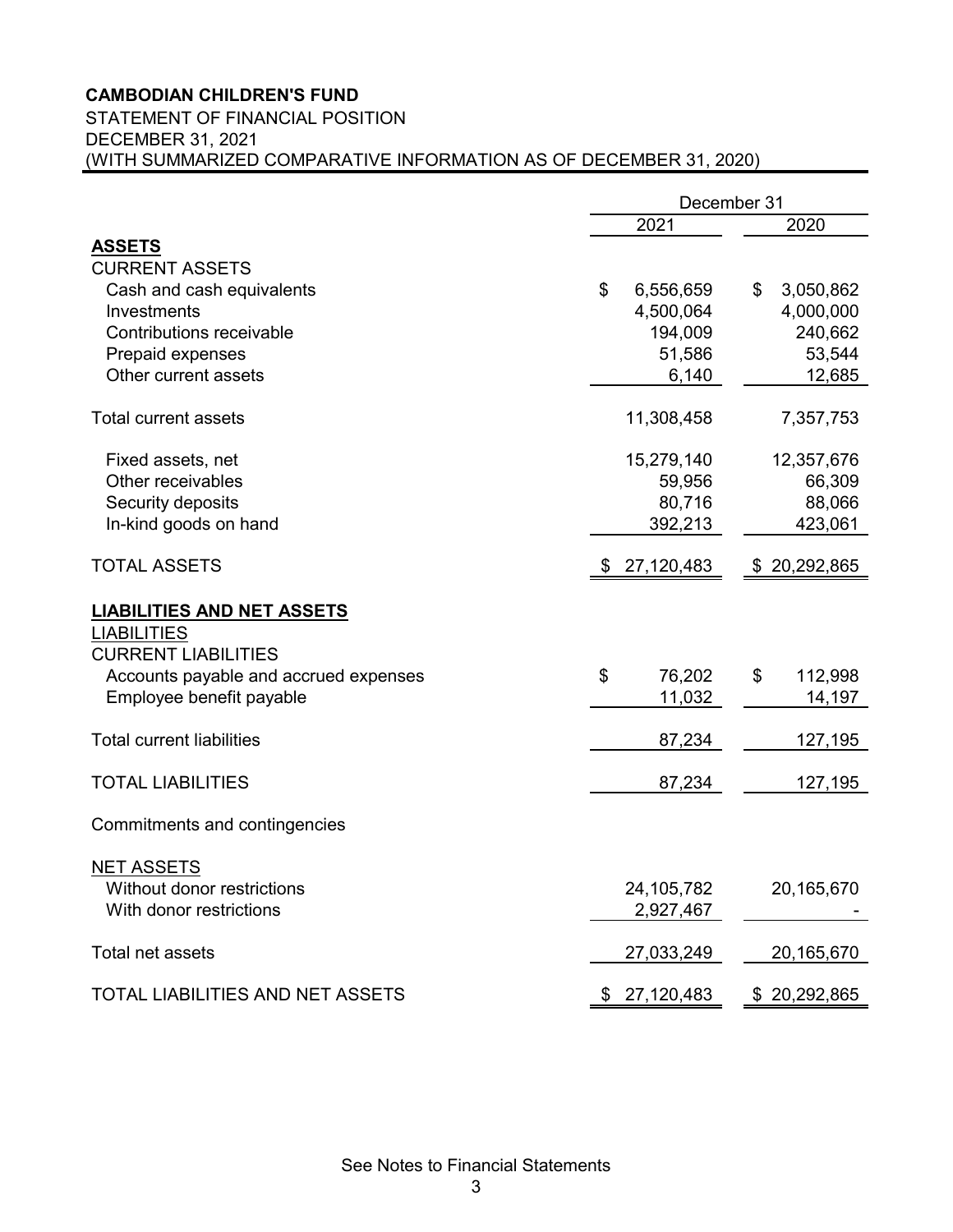**CAMBODIAN CHILDREN'S FUND**

STATEMENT OF FINANCIAL POSITION

DECEMBER 31, 2021

(WITH SUMMARIZED COMPARATIVE INFORMATION AS OF DECEMBER 31, 2020)

| | December 31 | |
|---|---|---|
| | 2021 | 2020 |
| **ASSETS** | | |
| CURRENT ASSETS | | |
| Cash and cash equivalents | $ 6,556,659 | $ 3,050,862 |
| Investments | 4,500,064 | 4,000,000 |
| Contributions receivable | 194,009 | 240,662 |
| Prepaid expenses | 51,586 | 53,544 |
| Other current assets | 6,140 | 12,685 |
| Total current assets | 11,308,458 | 7,357,753 |
| Fixed assets, net | 15,279,140 | 12,357,676 |
| Other receivables | 59,956 | 66,309 |
| Security deposits | 80,716 | 88,066 |
| In-kind goods on hand | 392,213 | 423,061 |
| TOTAL ASSETS | $ 27,120,483 | $ 20,292,865 |
| **LIABILITIES AND NET ASSETS** | | |
| LIABILITIES | | |
| CURRENT LIABILITIES | | |
| Accounts payable and accrued expenses | $ 76,202 | $ 112,998 |
| Employee benefit payable | 11,032 | 14,197 |
| Total current liabilities | 87,234 | 127,195 |
| TOTAL LIABILITIES | 87,234 | 127,195 |
| Commitments and contingencies | | |
| NET ASSETS | | |
| Without donor restrictions | 24,105,782 | 20,165,670 |
| With donor restrictions | 2,927,467 | - |
| Total net assets | 27,033,249 | 20,165,670 |
| TOTAL LIABILITIES AND NET ASSETS | $ 27,120,483 | $ 20,292,865 |

See Notes to Financial Statements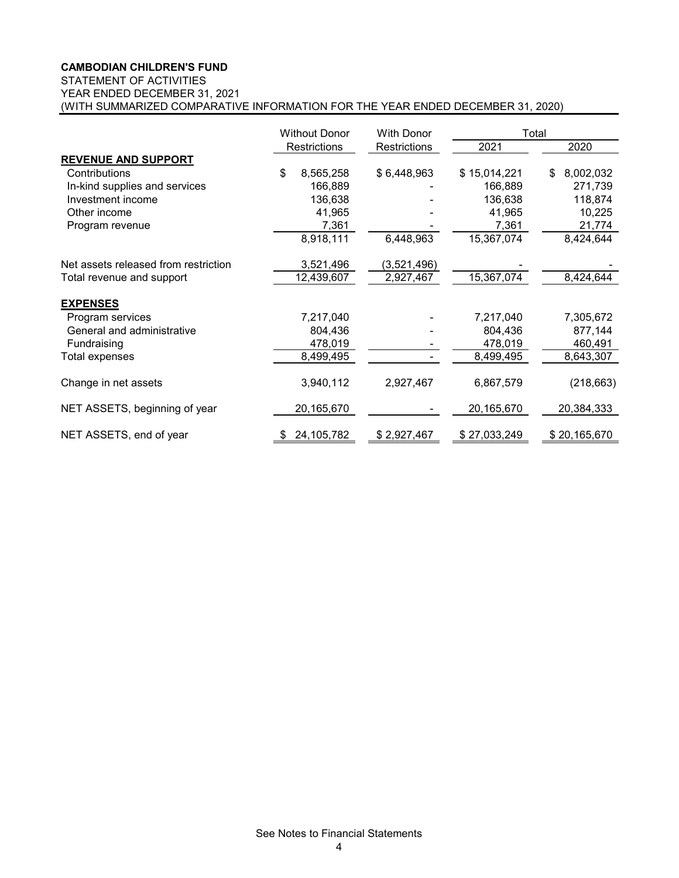**CAMBODIAN CHILDREN'S FUND**

STATEMENT OF ACTIVITIES

YEAR ENDED DECEMBER 31, 2021

(WITH SUMMARIZED COMPARATIVE INFORMATION FOR THE YEAR ENDED DECEMBER 31, 2020)

| | Without Donor Restrictions | With Donor Restrictions | Total | |
|---|---|---|---|---|
| | | | 2021 | 2020 |
| **REVENUE AND SUPPORT** | | | | |
| Contributions | $ 8,565,258 | $ 6,448,963 | $ 15,014,221 | $ 8,002,032 |
| In-kind supplies and services | 166,889 | - | 166,889 | 271,739 |
| Investment income | 136,638 | - | 136,638 | 118,874 |
| Other income | 41,965 | - | 41,965 | 10,225 |
| Program revenue | 7,361 | - | 7,361 | 21,774 |
| | 8,918,111 | 6,448,963 | 15,367,074 | 8,424,644 |
| Net assets released from restriction | 3,521,496 | (3,521,496) | - | - |
| Total revenue and support | 12,439,607 | 2,927,467 | 15,367,074 | 8,424,644 |
| **EXPENSES** | | | | |
| Program services | 7,217,040 | - | 7,217,040 | 7,305,672 |
| General and administrative | 804,436 | - | 804,436 | 877,144 |
| Fundraising | 478,019 | - | 478,019 | 460,491 |
| Total expenses | 8,499,495 | - | 8,499,495 | 8,643,307 |
| Change in net assets | 3,940,112 | 2,927,467 | 6,867,579 | (218,663) |
| NET ASSETS, beginning of year | 20,165,670 | - | 20,165,670 | 20,384,333 |
| NET ASSETS, end of year | $ 24,105,782 | $ 2,927,467 | $ 27,033,249 | $ 20,165,670 |

See Notes to Financial Statements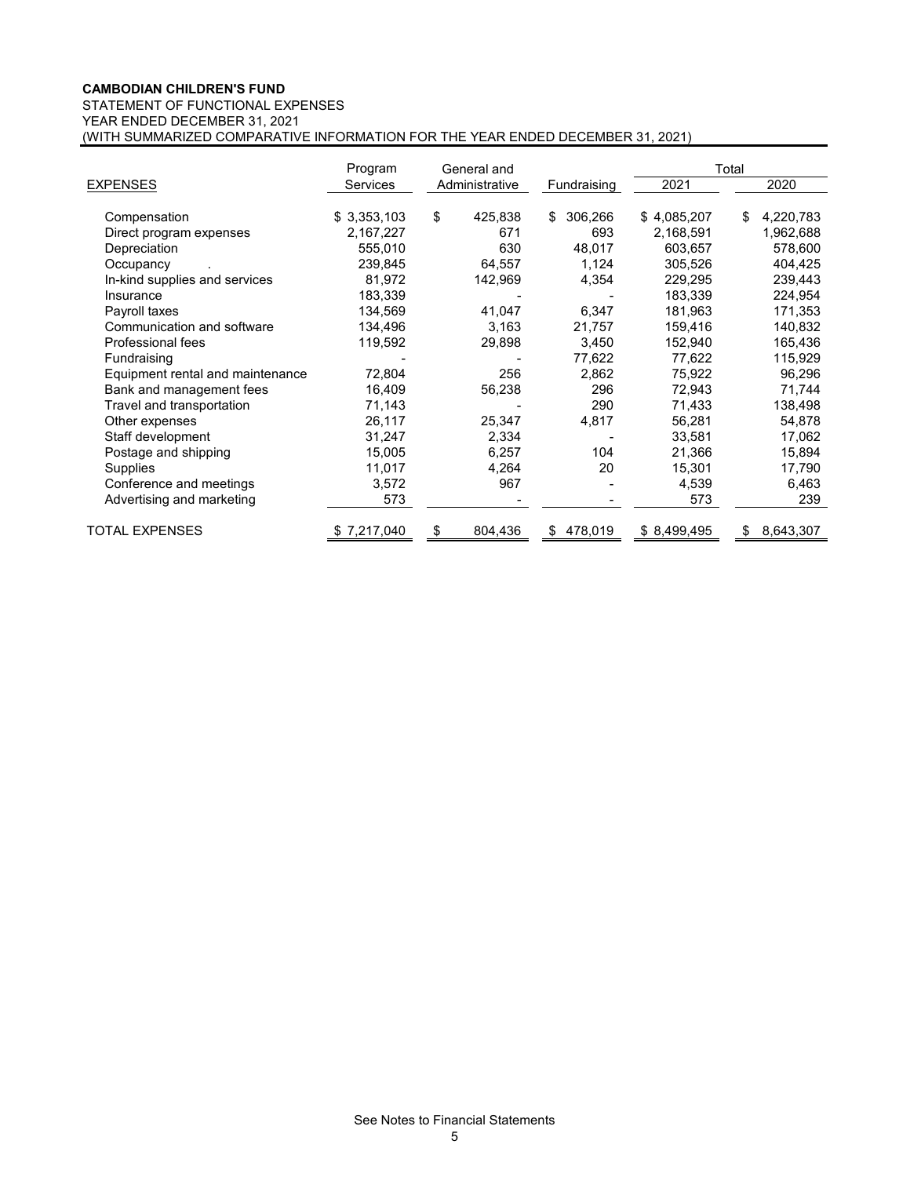**CAMBODIAN CHILDREN'S FUND**

STATEMENT OF FUNCTIONAL EXPENSES

YEAR ENDED DECEMBER 31, 2021

(WITH SUMMARIZED COMPARATIVE INFORMATION FOR THE YEAR ENDED DECEMBER 31, 2021)

| EXPENSES | Program Services | General and Administrative | Fundraising | Total 2021 | Total 2020 |
|---|---|---|---|---|---|
| Compensation | $ 3,353,103 | $ 425,838 | $ 306,266 | $ 4,085,207 | $ 4,220,783 |
| Direct program expenses | 2,167,227 | 671 | 693 | 2,168,591 | 1,962,688 |
| Depreciation | 555,010 | 630 | 48,017 | 603,657 | 578,600 |
| Occupancy | 239,845 | 64,557 | 1,124 | 305,526 | 404,425 |
| In-kind supplies and services | 81,972 | 142,969 | 4,354 | 229,295 | 239,443 |
| Insurance | 183,339 | - | - | 183,339 | 224,954 |
| Payroll taxes | 134,569 | 41,047 | 6,347 | 181,963 | 171,353 |
| Communication and software | 134,496 | 3,163 | 21,757 | 159,416 | 140,832 |
| Professional fees | 119,592 | 29,898 | 3,450 | 152,940 | 165,436 |
| Fundraising | - | - | 77,622 | 77,622 | 115,929 |
| Equipment rental and maintenance | 72,804 | 256 | 2,862 | 75,922 | 96,296 |
| Bank and management fees | 16,409 | 56,238 | 296 | 72,943 | 71,744 |
| Travel and transportation | 71,143 | - | 290 | 71,433 | 138,498 |
| Other expenses | 26,117 | 25,347 | 4,817 | 56,281 | 54,878 |
| Staff development | 31,247 | 2,334 | - | 33,581 | 17,062 |
| Postage and shipping | 15,005 | 6,257 | 104 | 21,366 | 15,894 |
| Supplies | 11,017 | 4,264 | 20 | 15,301 | 17,790 |
| Conference and meetings | 3,572 | 967 | - | 4,539 | 6,463 |
| Advertising and marketing | 573 | - | - | 573 | 239 |
| TOTAL EXPENSES | $ 7,217,040 | $ 804,436 | $ 478,019 | $ 8,499,495 | $ 8,643,307 |

See Notes to Financial Statements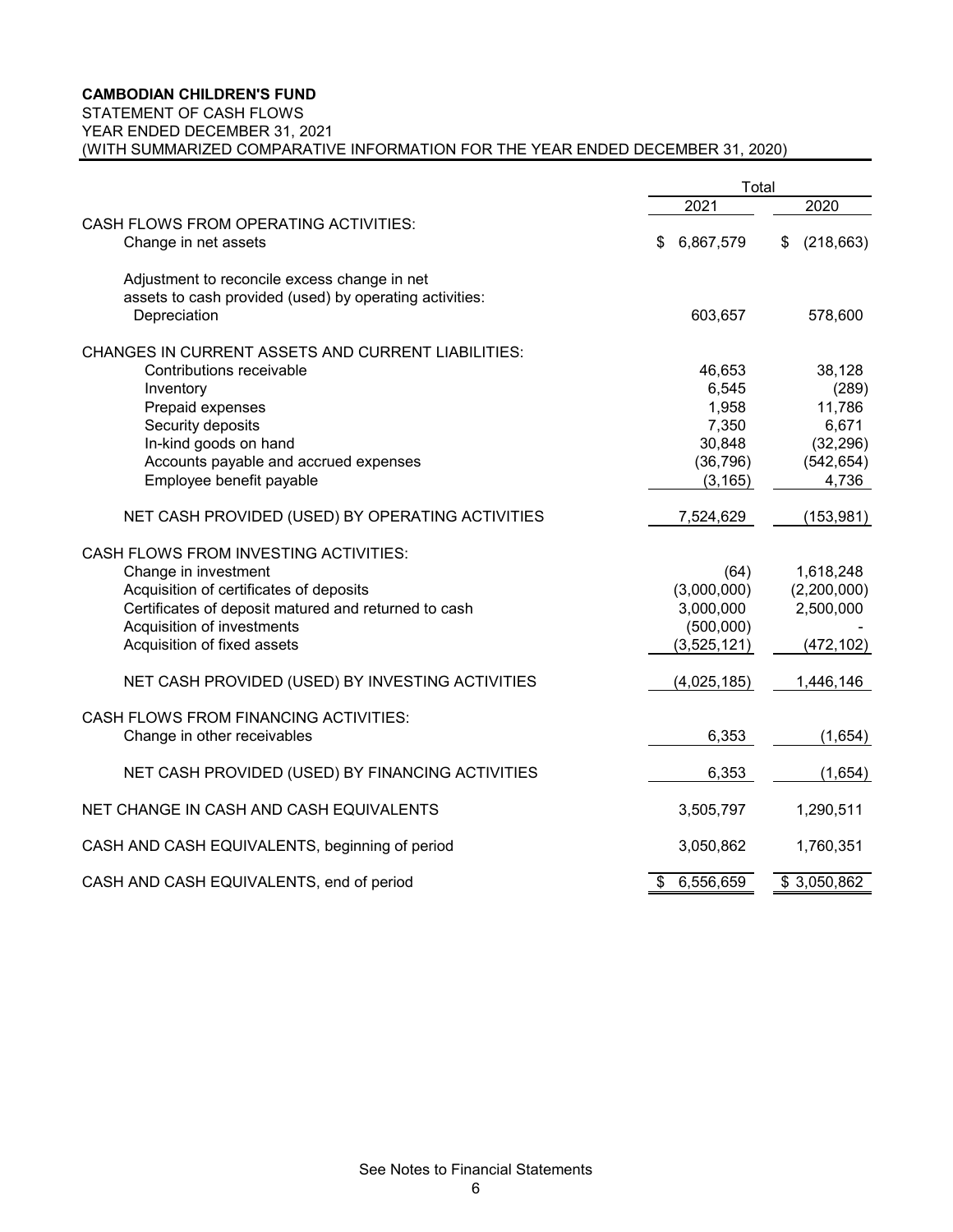**CAMBODIAN CHILDREN'S FUND**
STATEMENT OF CASH FLOWS
YEAR ENDED DECEMBER 31, 2021
(WITH SUMMARIZED COMPARATIVE INFORMATION FOR THE YEAR ENDED DECEMBER 31, 2020)

| | Total | |
|---|---|---|
| | 2021 | 2020 |
| CASH FLOWS FROM OPERATING ACTIVITIES: | | |
| Change in net assets | $ 6,867,579 | $ (218,663) |
| Adjustment to reconcile excess change in net assets to cash provided (used) by operating activities: | | |
| Depreciation | 603,657 | 578,600 |
| CHANGES IN CURRENT ASSETS AND CURRENT LIABILITIES: | | |
| Contributions receivable | 46,653 | 38,128 |
| Inventory | 6,545 | (289) |
| Prepaid expenses | 1,958 | 11,786 |
| Security deposits | 7,350 | 6,671 |
| In-kind goods on hand | 30,848 | (32,296) |
| Accounts payable and accrued expenses | (36,796) | (542,654) |
| Employee benefit payable | (3,165) | 4,736 |
| NET CASH PROVIDED (USED) BY OPERATING ACTIVITIES | 7,524,629 | (153,981) |
| CASH FLOWS FROM INVESTING ACTIVITIES: | | |
| Change in investment | (64) | 1,618,248 |
| Acquisition of certificates of deposits | (3,000,000) | (2,200,000) |
| Certificates of deposit matured and returned to cash | 3,000,000 | 2,500,000 |
| Acquisition of investments | (500,000) | - |
| Acquisition of fixed assets | (3,525,121) | (472,102) |
| NET CASH PROVIDED (USED) BY INVESTING ACTIVITIES | (4,025,185) | 1,446,146 |
| CASH FLOWS FROM FINANCING ACTIVITIES: | | |
| Change in other receivables | 6,353 | (1,654) |
| NET CASH PROVIDED (USED) BY FINANCING ACTIVITIES | 6,353 | (1,654) |
| NET CHANGE IN CASH AND CASH EQUIVALENTS | 3,505,797 | 1,290,511 |
| CASH AND CASH EQUIVALENTS, beginning of period | 3,050,862 | 1,760,351 |
| CASH AND CASH EQUIVALENTS, end of period | $ 6,556,659 | $ 3,050,862 |

See Notes to Financial Statements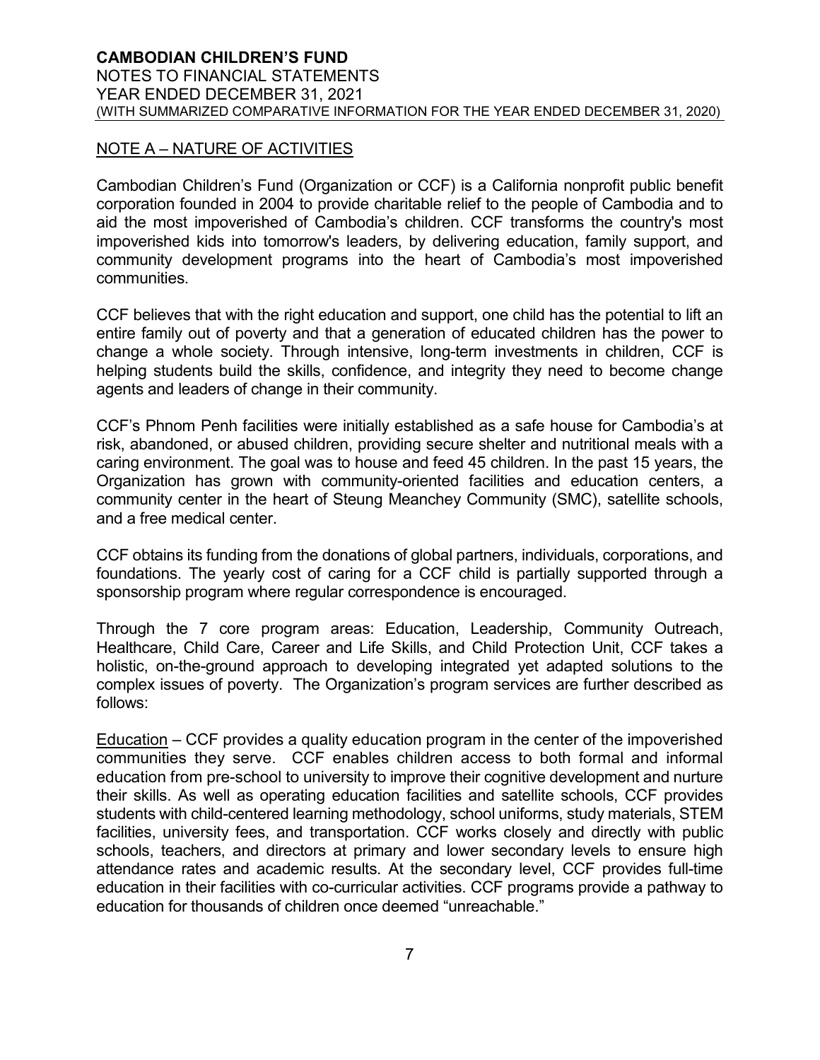## NOTE A – NATURE OF ACTIVITIES

Cambodian Children's Fund (Organization or CCF) is a California nonprofit public benefit corporation founded in 2004 to provide charitable relief to the people of Cambodia and to aid the most impoverished of Cambodia's children. CCF transforms the country's most impoverished kids into tomorrow's leaders, by delivering education, family support, and community development programs into the heart of Cambodia's most impoverished communities.

CCF believes that with the right education and support, one child has the potential to lift an entire family out of poverty and that a generation of educated children has the power to change a whole society. Through intensive, long-term investments in children, CCF is helping students build the skills, confidence, and integrity they need to become change agents and leaders of change in their community.

CCF's Phnom Penh facilities were initially established as a safe house for Cambodia's at risk, abandoned, or abused children, providing secure shelter and nutritional meals with a caring environment. The goal was to house and feed 45 children. In the past 15 years, the Organization has grown with community-oriented facilities and education centers, a community center in the heart of Steung Meanchey Community (SMC), satellite schools, and a free medical center.

CCF obtains its funding from the donations of global partners, individuals, corporations, and foundations. The yearly cost of caring for a CCF child is partially supported through a sponsorship program where regular correspondence is encouraged.

Through the 7 core program areas: Education, Leadership, Community Outreach, Healthcare, Child Care, Career and Life Skills, and Child Protection Unit, CCF takes a holistic, on-the-ground approach to developing integrated yet adapted solutions to the complex issues of poverty. The Organization's program services are further described as follows:

Education – CCF provides a quality education program in the center of the impoverished communities they serve. CCF enables children access to both formal and informal education from pre-school to university to improve their cognitive development and nurture their skills. As well as operating education facilities and satellite schools, CCF provides students with child-centered learning methodology, school uniforms, study materials, STEM facilities, university fees, and transportation. CCF works closely and directly with public schools, teachers, and directors at primary and lower secondary levels to ensure high attendance rates and academic results. At the secondary level, CCF provides full-time education in their facilities with co-curricular activities. CCF programs provide a pathway to education for thousands of children once deemed "unreachable."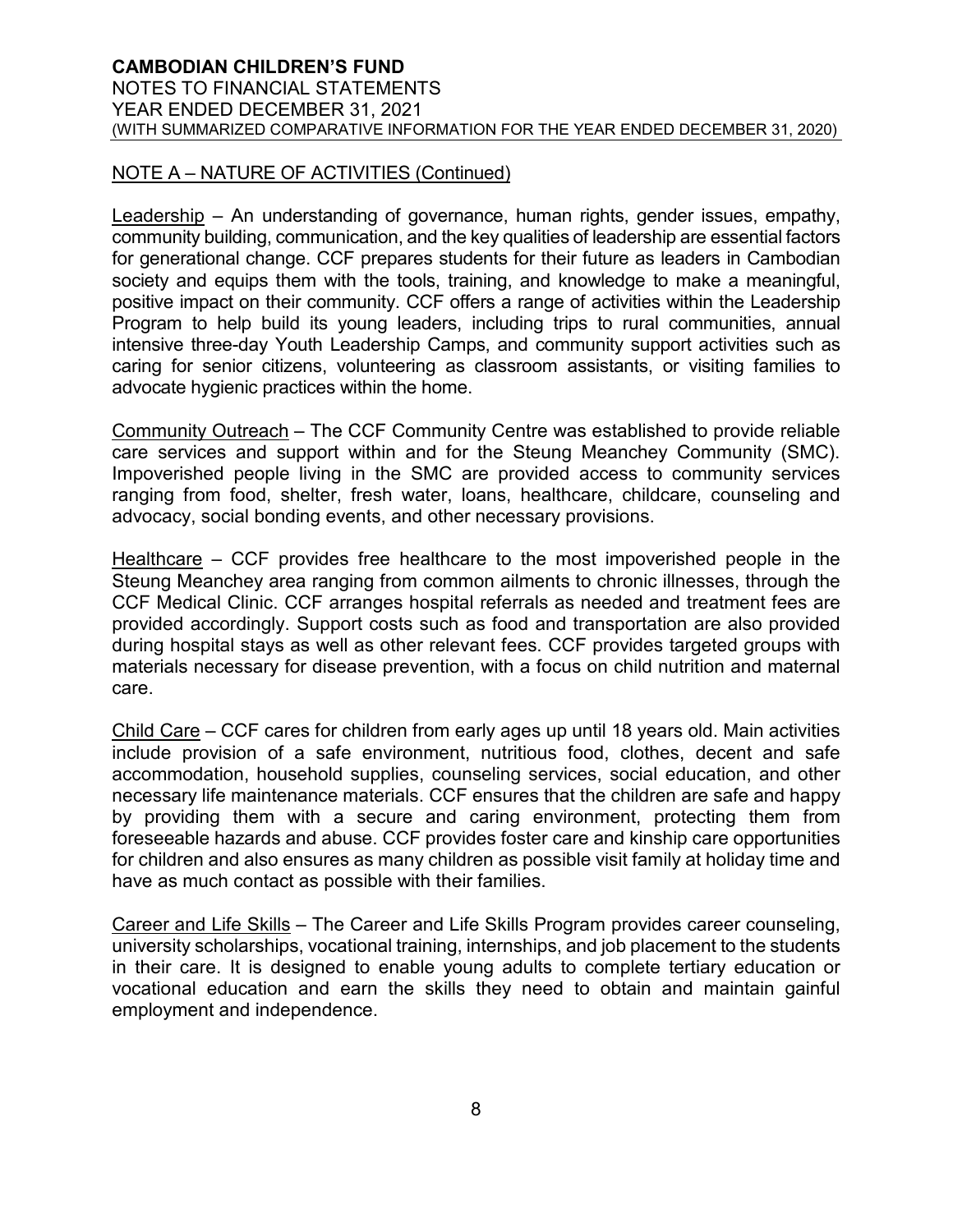## NOTE A – NATURE OF ACTIVITIES (Continued)

Leadership – An understanding of governance, human rights, gender issues, empathy, community building, communication, and the key qualities of leadership are essential factors for generational change. CCF prepares students for their future as leaders in Cambodian society and equips them with the tools, training, and knowledge to make a meaningful, positive impact on their community. CCF offers a range of activities within the Leadership Program to help build its young leaders, including trips to rural communities, annual intensive three-day Youth Leadership Camps, and community support activities such as caring for senior citizens, volunteering as classroom assistants, or visiting families to advocate hygienic practices within the home.

Community Outreach – The CCF Community Centre was established to provide reliable care services and support within and for the Steung Meanchey Community (SMC). Impoverished people living in the SMC are provided access to community services ranging from food, shelter, fresh water, loans, healthcare, childcare, counseling and advocacy, social bonding events, and other necessary provisions.

Healthcare – CCF provides free healthcare to the most impoverished people in the Steung Meanchey area ranging from common ailments to chronic illnesses, through the CCF Medical Clinic. CCF arranges hospital referrals as needed and treatment fees are provided accordingly. Support costs such as food and transportation are also provided during hospital stays as well as other relevant fees. CCF provides targeted groups with materials necessary for disease prevention, with a focus on child nutrition and maternal care.

Child Care – CCF cares for children from early ages up until 18 years old. Main activities include provision of a safe environment, nutritious food, clothes, decent and safe accommodation, household supplies, counseling services, social education, and other necessary life maintenance materials. CCF ensures that the children are safe and happy by providing them with a secure and caring environment, protecting them from foreseeable hazards and abuse. CCF provides foster care and kinship care opportunities for children and also ensures as many children as possible visit family at holiday time and have as much contact as possible with their families.

Career and Life Skills – The Career and Life Skills Program provides career counseling, university scholarships, vocational training, internships, and job placement to the students in their care. It is designed to enable young adults to complete tertiary education or vocational education and earn the skills they need to obtain and maintain gainful employment and independence.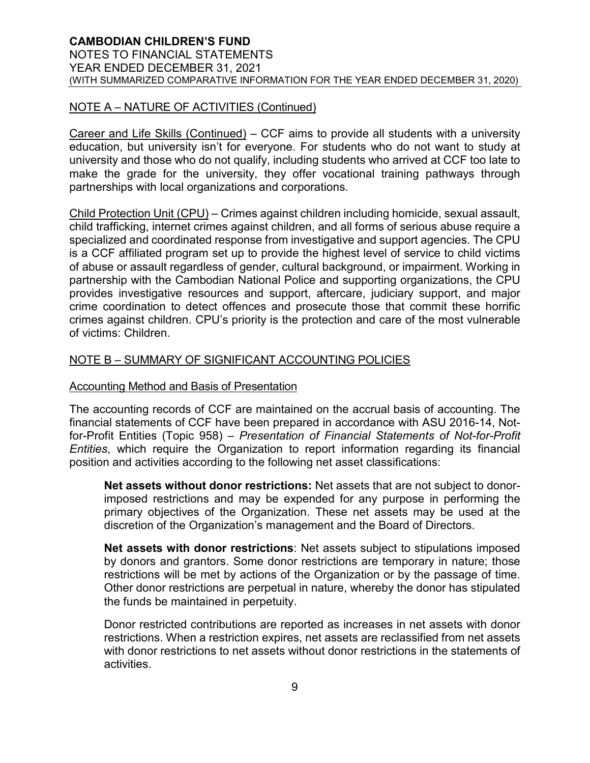## NOTE A – NATURE OF ACTIVITIES (Continued)

Career and Life Skills (Continued) – CCF aims to provide all students with a university education, but university isn't for everyone. For students who do not want to study at university and those who do not qualify, including students who arrived at CCF too late to make the grade for the university, they offer vocational training pathways through partnerships with local organizations and corporations.

Child Protection Unit (CPU) – Crimes against children including homicide, sexual assault, child trafficking, internet crimes against children, and all forms of serious abuse require a specialized and coordinated response from investigative and support agencies. The CPU is a CCF affiliated program set up to provide the highest level of service to child victims of abuse or assault regardless of gender, cultural background, or impairment. Working in partnership with the Cambodian National Police and supporting organizations, the CPU provides investigative resources and support, aftercare, judiciary support, and major crime coordination to detect offences and prosecute those that commit these horrific crimes against children. CPU's priority is the protection and care of the most vulnerable of victims: Children.

## NOTE B – SUMMARY OF SIGNIFICANT ACCOUNTING POLICIES

### Accounting Method and Basis of Presentation

The accounting records of CCF are maintained on the accrual basis of accounting. The financial statements of CCF have been prepared in accordance with ASU 2016-14, Not-for-Profit Entities (Topic 958) – *Presentation of Financial Statements of Not-for-Profit Entities*, which require the Organization to report information regarding its financial position and activities according to the following net asset classifications:

> **Net assets without donor restrictions:** Net assets that are not subject to donor-imposed restrictions and may be expended for any purpose in performing the primary objectives of the Organization. These net assets may be used at the discretion of the Organization's management and the Board of Directors.
>
> **Net assets with donor restrictions**: Net assets subject to stipulations imposed by donors and grantors. Some donor restrictions are temporary in nature; those restrictions will be met by actions of the Organization or by the passage of time. Other donor restrictions are perpetual in nature, whereby the donor has stipulated the funds be maintained in perpetuity.
>
> Donor restricted contributions are reported as increases in net assets with donor restrictions. When a restriction expires, net assets are reclassified from net assets with donor restrictions to net assets without donor restrictions in the statements of activities.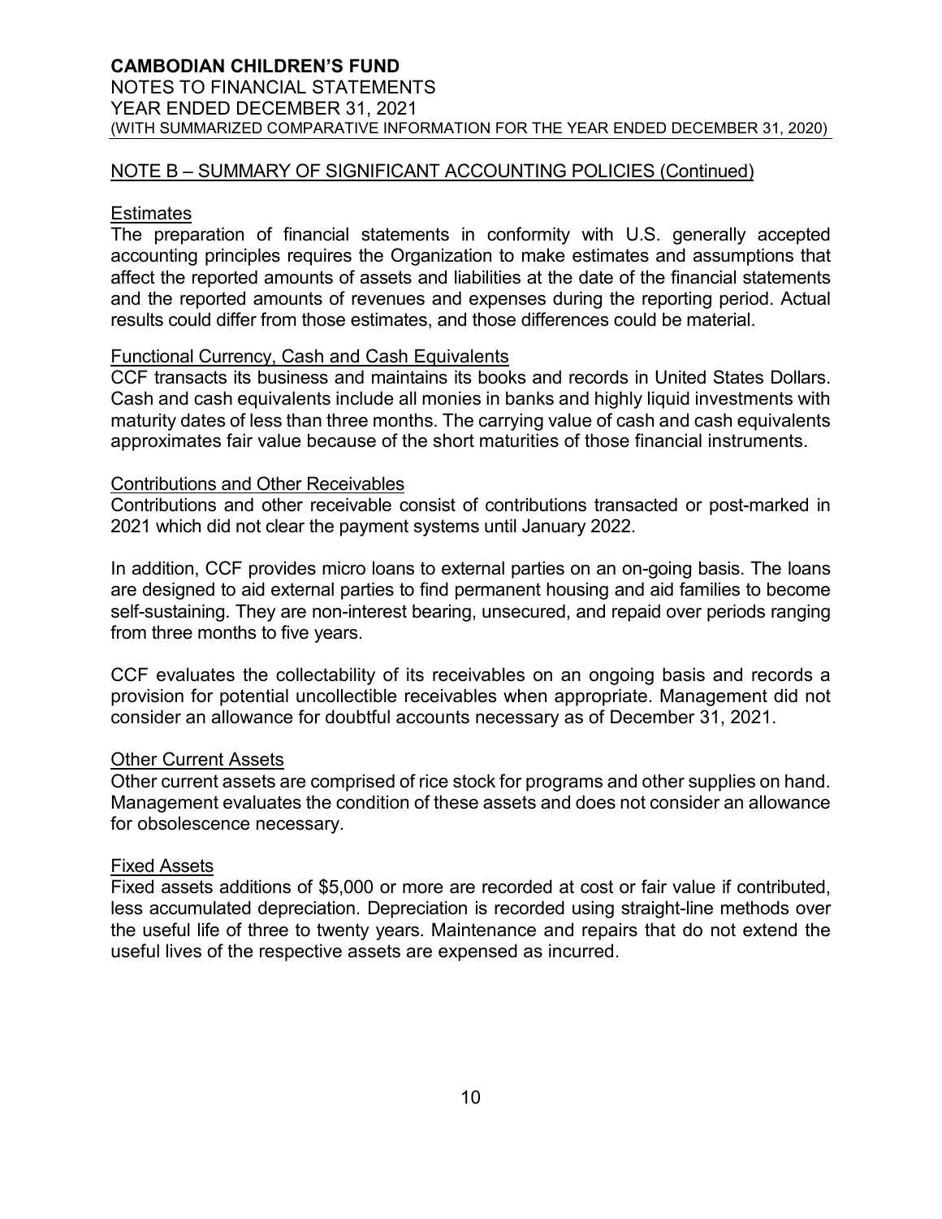## NOTE B – SUMMARY OF SIGNIFICANT ACCOUNTING POLICIES (Continued)

### Estimates

The preparation of financial statements in conformity with U.S. generally accepted accounting principles requires the Organization to make estimates and assumptions that affect the reported amounts of assets and liabilities at the date of the financial statements and the reported amounts of revenues and expenses during the reporting period. Actual results could differ from those estimates, and those differences could be material.

### Functional Currency, Cash and Cash Equivalents

CCF transacts its business and maintains its books and records in United States Dollars. Cash and cash equivalents include all monies in banks and highly liquid investments with maturity dates of less than three months. The carrying value of cash and cash equivalents approximates fair value because of the short maturities of those financial instruments.

### Contributions and Other Receivables

Contributions and other receivable consist of contributions transacted or post-marked in 2021 which did not clear the payment systems until January 2022.

In addition, CCF provides micro loans to external parties on an on-going basis. The loans are designed to aid external parties to find permanent housing and aid families to become self-sustaining. They are non-interest bearing, unsecured, and repaid over periods ranging from three months to five years.

CCF evaluates the collectability of its receivables on an ongoing basis and records a provision for potential uncollectible receivables when appropriate. Management did not consider an allowance for doubtful accounts necessary as of December 31, 2021.

### Other Current Assets

Other current assets are comprised of rice stock for programs and other supplies on hand. Management evaluates the condition of these assets and does not consider an allowance for obsolescence necessary.

### Fixed Assets

Fixed assets additions of $5,000 or more are recorded at cost or fair value if contributed, less accumulated depreciation. Depreciation is recorded using straight-line methods over the useful life of three to twenty years. Maintenance and repairs that do not extend the useful lives of the respective assets are expensed as incurred.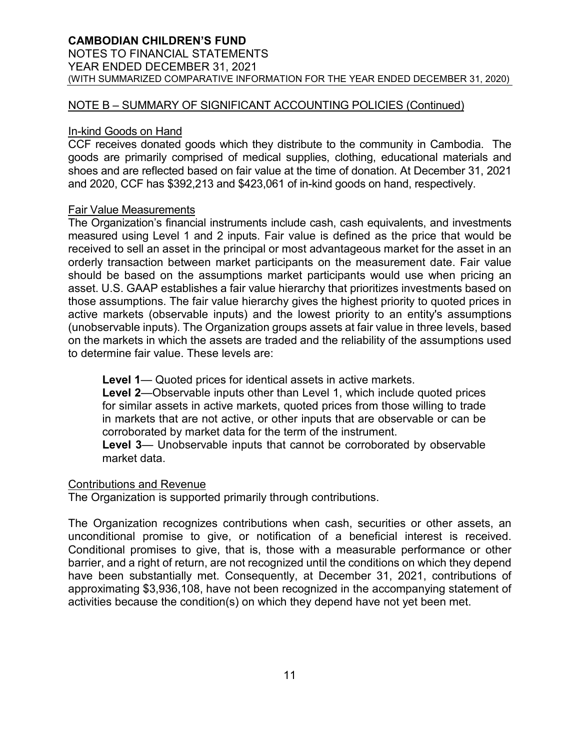## NOTE B – SUMMARY OF SIGNIFICANT ACCOUNTING POLICIES (Continued)

### In-kind Goods on Hand

CCF receives donated goods which they distribute to the community in Cambodia. The goods are primarily comprised of medical supplies, clothing, educational materials and shoes and are reflected based on fair value at the time of donation. At December 31, 2021 and 2020, CCF has $392,213 and $423,061 of in-kind goods on hand, respectively.

### Fair Value Measurements

The Organization's financial instruments include cash, cash equivalents, and investments measured using Level 1 and 2 inputs. Fair value is defined as the price that would be received to sell an asset in the principal or most advantageous market for the asset in an orderly transaction between market participants on the measurement date. Fair value should be based on the assumptions market participants would use when pricing an asset. U.S. GAAP establishes a fair value hierarchy that prioritizes investments based on those assumptions. The fair value hierarchy gives the highest priority to quoted prices in active markets (observable inputs) and the lowest priority to an entity's assumptions (unobservable inputs). The Organization groups assets at fair value in three levels, based on the markets in which the assets are traded and the reliability of the assumptions used to determine fair value. These levels are:

**Level 1**— Quoted prices for identical assets in active markets.
**Level 2**—Observable inputs other than Level 1, which include quoted prices for similar assets in active markets, quoted prices from those willing to trade in markets that are not active, or other inputs that are observable or can be corroborated by market data for the term of the instrument.
**Level 3**— Unobservable inputs that cannot be corroborated by observable market data.

### Contributions and Revenue

The Organization is supported primarily through contributions.

The Organization recognizes contributions when cash, securities or other assets, an unconditional promise to give, or notification of a beneficial interest is received. Conditional promises to give, that is, those with a measurable performance or other barrier, and a right of return, are not recognized until the conditions on which they depend have been substantially met. Consequently, at December 31, 2021, contributions of approximating $3,936,108, have not been recognized in the accompanying statement of activities because the condition(s) on which they depend have not yet been met.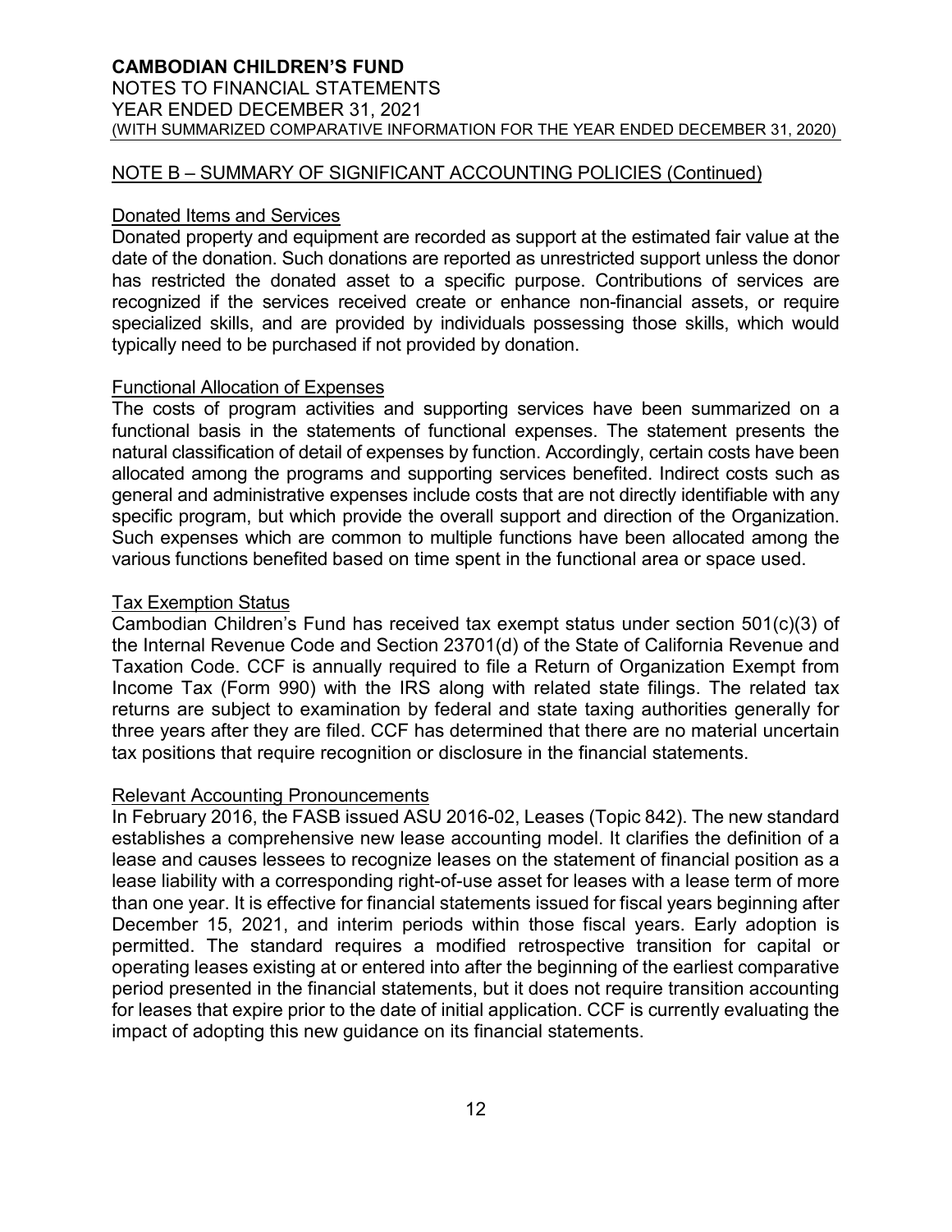## NOTE B – SUMMARY OF SIGNIFICANT ACCOUNTING POLICIES (Continued)

### Donated Items and Services

Donated property and equipment are recorded as support at the estimated fair value at the date of the donation. Such donations are reported as unrestricted support unless the donor has restricted the donated asset to a specific purpose. Contributions of services are recognized if the services received create or enhance non-financial assets, or require specialized skills, and are provided by individuals possessing those skills, which would typically need to be purchased if not provided by donation.

### Functional Allocation of Expenses

The costs of program activities and supporting services have been summarized on a functional basis in the statements of functional expenses. The statement presents the natural classification of detail of expenses by function. Accordingly, certain costs have been allocated among the programs and supporting services benefited. Indirect costs such as general and administrative expenses include costs that are not directly identifiable with any specific program, but which provide the overall support and direction of the Organization. Such expenses which are common to multiple functions have been allocated among the various functions benefited based on time spent in the functional area or space used.

### Tax Exemption Status

Cambodian Children's Fund has received tax exempt status under section 501(c)(3) of the Internal Revenue Code and Section 23701(d) of the State of California Revenue and Taxation Code. CCF is annually required to file a Return of Organization Exempt from Income Tax (Form 990) with the IRS along with related state filings. The related tax returns are subject to examination by federal and state taxing authorities generally for three years after they are filed. CCF has determined that there are no material uncertain tax positions that require recognition or disclosure in the financial statements.

### Relevant Accounting Pronouncements

In February 2016, the FASB issued ASU 2016-02, Leases (Topic 842). The new standard establishes a comprehensive new lease accounting model. It clarifies the definition of a lease and causes lessees to recognize leases on the statement of financial position as a lease liability with a corresponding right-of-use asset for leases with a lease term of more than one year. It is effective for financial statements issued for fiscal years beginning after December 15, 2021, and interim periods within those fiscal years. Early adoption is permitted. The standard requires a modified retrospective transition for capital or operating leases existing at or entered into after the beginning of the earliest comparative period presented in the financial statements, but it does not require transition accounting for leases that expire prior to the date of initial application. CCF is currently evaluating the impact of adopting this new guidance on its financial statements.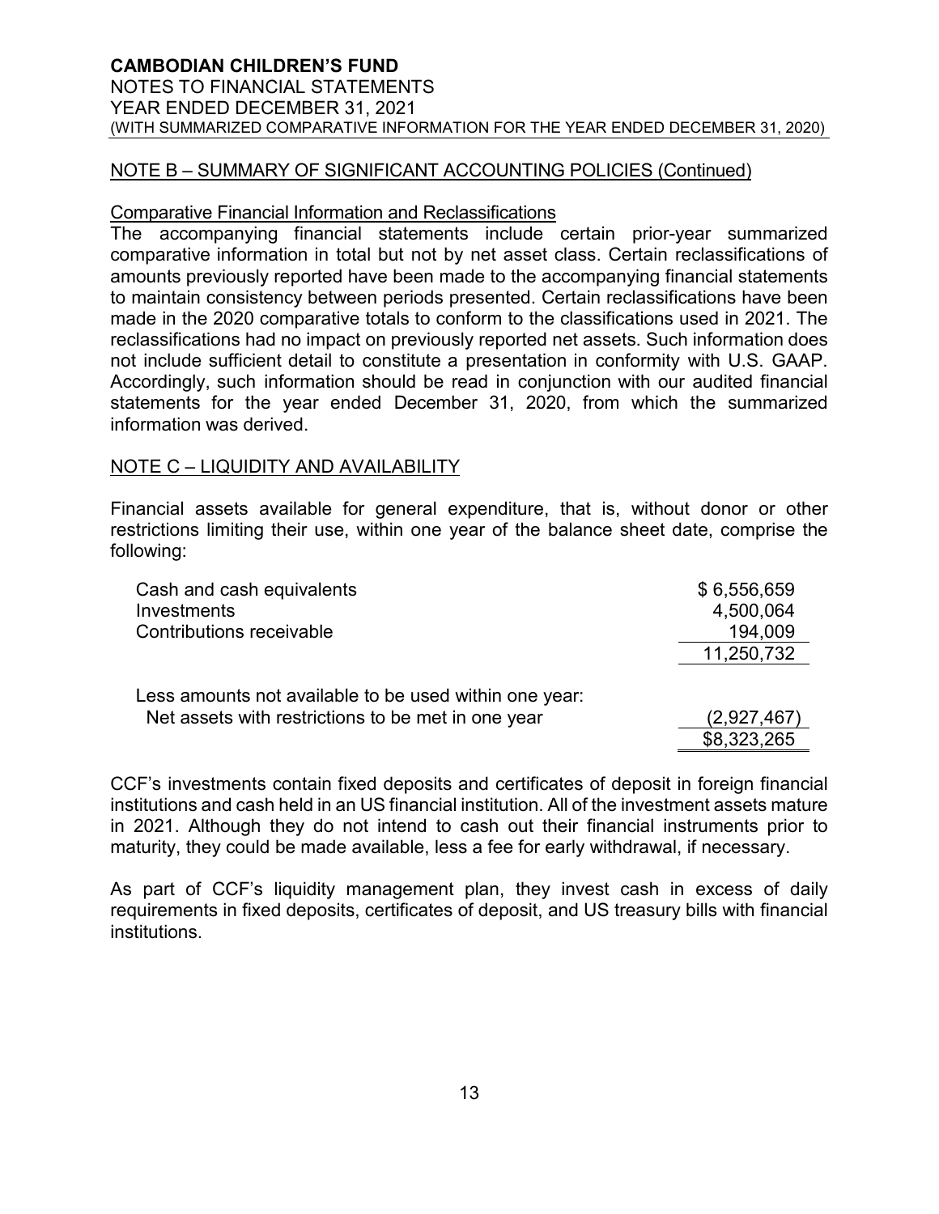## NOTE B – SUMMARY OF SIGNIFICANT ACCOUNTING POLICIES (Continued)

### Comparative Financial Information and Reclassifications

The accompanying financial statements include certain prior-year summarized comparative information in total but not by net asset class. Certain reclassifications of amounts previously reported have been made to the accompanying financial statements to maintain consistency between periods presented. Certain reclassifications have been made in the 2020 comparative totals to conform to the classifications used in 2021. The reclassifications had no impact on previously reported net assets. Such information does not include sufficient detail to constitute a presentation in conformity with U.S. GAAP. Accordingly, such information should be read in conjunction with our audited financial statements for the year ended December 31, 2020, from which the summarized information was derived.

## NOTE C – LIQUIDITY AND AVAILABILITY

Financial assets available for general expenditure, that is, without donor or other restrictions limiting their use, within one year of the balance sheet date, comprise the following:

| | |
|---|---|
| Cash and cash equivalents | $ 6,556,659 |
| Investments | 4,500,064 |
| Contributions receivable | 194,009 |
| | 11,250,732 |
| Less amounts not available to be used within one year: | |
| Net assets with restrictions to be met in one year | (2,927,467) |
| | $8,323,265 |

CCF's investments contain fixed deposits and certificates of deposit in foreign financial institutions and cash held in an US financial institution. All of the investment assets mature in 2021. Although they do not intend to cash out their financial instruments prior to maturity, they could be made available, less a fee for early withdrawal, if necessary.

As part of CCF's liquidity management plan, they invest cash in excess of daily requirements in fixed deposits, certificates of deposit, and US treasury bills with financial institutions.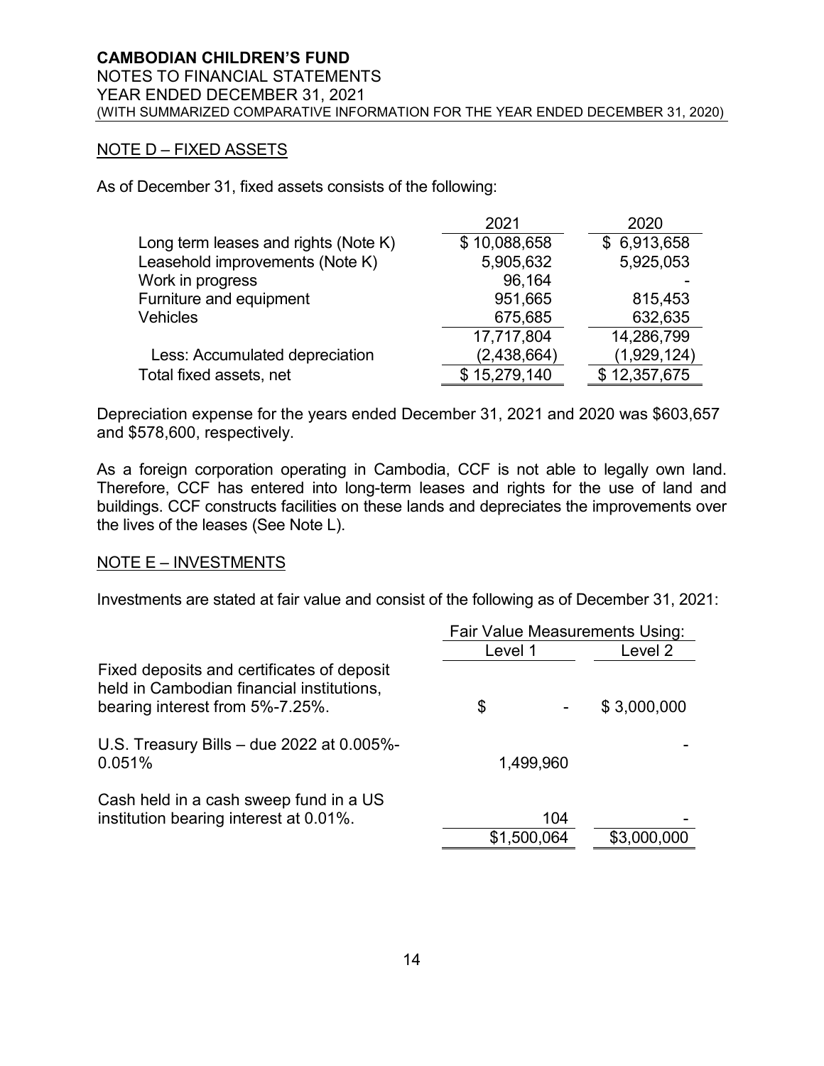## NOTE D – FIXED ASSETS

As of December 31, fixed assets consists of the following:

| | 2021 | 2020 |
|---|---|---|
| Long term leases and rights (Note K) | $ 10,088,658 | $ 6,913,658 |
| Leasehold improvements (Note K) | 5,905,632 | 5,925,053 |
| Work in progress | 96,164 | - |
| Furniture and equipment | 951,665 | 815,453 |
| Vehicles | 675,685 | 632,635 |
| | 17,717,804 | 14,286,799 |
| Less: Accumulated depreciation | (2,438,664) | (1,929,124) |
| Total fixed assets, net | $ 15,279,140 | $ 12,357,675 |

Depreciation expense for the years ended December 31, 2021 and 2020 was $603,657 and $578,600, respectively.

As a foreign corporation operating in Cambodia, CCF is not able to legally own land. Therefore, CCF has entered into long-term leases and rights for the use of land and buildings. CCF constructs facilities on these lands and depreciates the improvements over the lives of the leases (See Note L).

## NOTE E – INVESTMENTS

Investments are stated at fair value and consist of the following as of December 31, 2021:

| | Fair Value Measurements Using: | |
|---|---|---|
| | Level 1 | Level 2 |
| Fixed deposits and certificates of deposit held in Cambodian financial institutions, bearing interest from 5%-7.25%. | $ - | $ 3,000,000 |
| U.S. Treasury Bills – due 2022 at 0.005%-0.051% | 1,499,960 | - |
| Cash held in a cash sweep fund in a US institution bearing interest at 0.01%. | 104 | - |
| | $1,500,064 | $3,000,000 |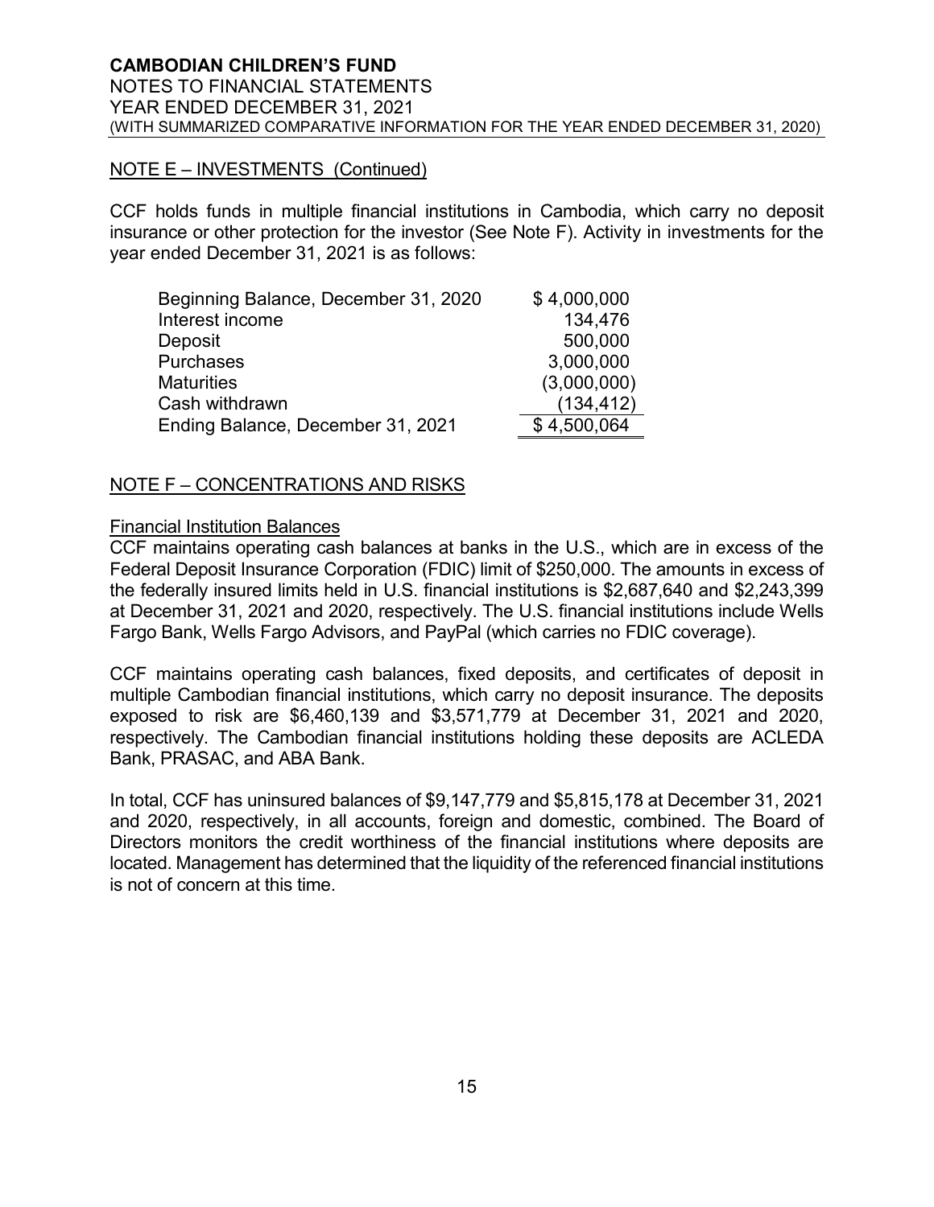## NOTE E – INVESTMENTS (Continued)

CCF holds funds in multiple financial institutions in Cambodia, which carry no deposit insurance or other protection for the investor (See Note F). Activity in investments for the year ended December 31, 2021 is as follows:

| | |
|---|---:|
| Beginning Balance, December 31, 2020 | $ 4,000,000 |
| Interest income | 134,476 |
| Deposit | 500,000 |
| Purchases | 3,000,000 |
| Maturities | (3,000,000) |
| Cash withdrawn | (134,412) |
| Ending Balance, December 31, 2021 | $ 4,500,064 |

## NOTE F – CONCENTRATIONS AND RISKS

### Financial Institution Balances

CCF maintains operating cash balances at banks in the U.S., which are in excess of the Federal Deposit Insurance Corporation (FDIC) limit of $250,000. The amounts in excess of the federally insured limits held in U.S. financial institutions is $2,687,640 and $2,243,399 at December 31, 2021 and 2020, respectively. The U.S. financial institutions include Wells Fargo Bank, Wells Fargo Advisors, and PayPal (which carries no FDIC coverage).

CCF maintains operating cash balances, fixed deposits, and certificates of deposit in multiple Cambodian financial institutions, which carry no deposit insurance. The deposits exposed to risk are $6,460,139 and $3,571,779 at December 31, 2021 and 2020, respectively. The Cambodian financial institutions holding these deposits are ACLEDA Bank, PRASAC, and ABA Bank.

In total, CCF has uninsured balances of $9,147,779 and $5,815,178 at December 31, 2021 and 2020, respectively, in all accounts, foreign and domestic, combined. The Board of Directors monitors the credit worthiness of the financial institutions where deposits are located. Management has determined that the liquidity of the referenced financial institutions is not of concern at this time.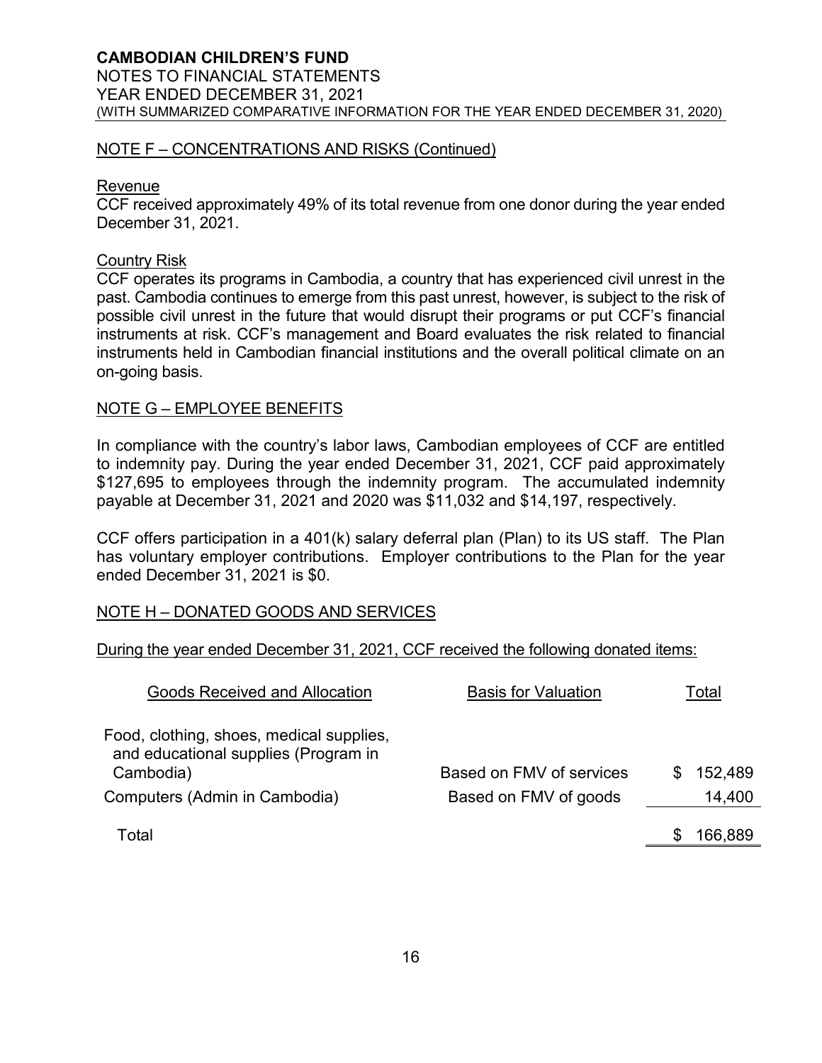## NOTE F – CONCENTRATIONS AND RISKS (Continued)

### Revenue

CCF received approximately 49% of its total revenue from one donor during the year ended December 31, 2021.

### Country Risk

CCF operates its programs in Cambodia, a country that has experienced civil unrest in the past. Cambodia continues to emerge from this past unrest, however, is subject to the risk of possible civil unrest in the future that would disrupt their programs or put CCF's financial instruments at risk. CCF's management and Board evaluates the risk related to financial instruments held in Cambodian financial institutions and the overall political climate on an on-going basis.

## NOTE G – EMPLOYEE BENEFITS

In compliance with the country's labor laws, Cambodian employees of CCF are entitled to indemnity pay. During the year ended December 31, 2021, CCF paid approximately $127,695 to employees through the indemnity program. The accumulated indemnity payable at December 31, 2021 and 2020 was $11,032 and $14,197, respectively.

CCF offers participation in a 401(k) salary deferral plan (Plan) to its US staff. The Plan has voluntary employer contributions. Employer contributions to the Plan for the year ended December 31, 2021 is $0.

## NOTE H – DONATED GOODS AND SERVICES

During the year ended December 31, 2021, CCF received the following donated items:

| Goods Received and Allocation | Basis for Valuation | Total |
|---|---|---|
| Food, clothing, shoes, medical supplies, and educational supplies (Program in Cambodia) | Based on FMV of services | $ 152,489 |
| Computers (Admin in Cambodia) | Based on FMV of goods | 14,400 |
| Total | | $ 166,889 |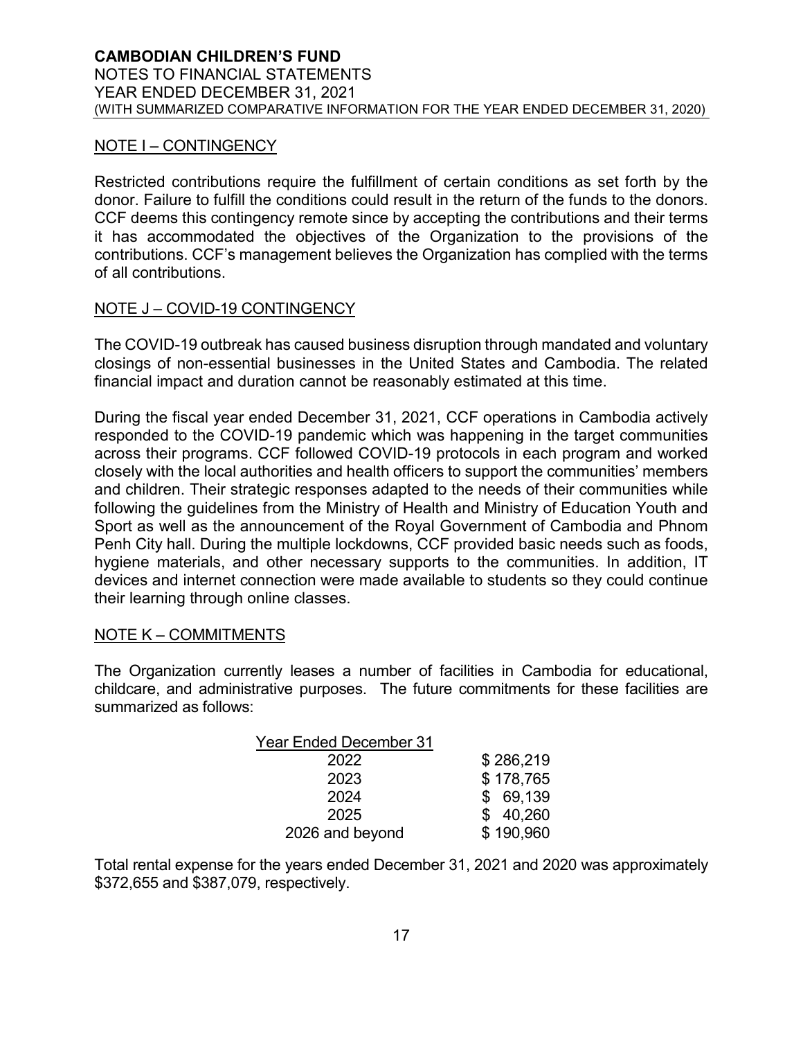## NOTE I – CONTINGENCY

Restricted contributions require the fulfillment of certain conditions as set forth by the donor. Failure to fulfill the conditions could result in the return of the funds to the donors. CCF deems this contingency remote since by accepting the contributions and their terms it has accommodated the objectives of the Organization to the provisions of the contributions. CCF's management believes the Organization has complied with the terms of all contributions.

## NOTE J – COVID-19 CONTINGENCY

The COVID-19 outbreak has caused business disruption through mandated and voluntary closings of non-essential businesses in the United States and Cambodia. The related financial impact and duration cannot be reasonably estimated at this time.

During the fiscal year ended December 31, 2021, CCF operations in Cambodia actively responded to the COVID-19 pandemic which was happening in the target communities across their programs. CCF followed COVID-19 protocols in each program and worked closely with the local authorities and health officers to support the communities' members and children. Their strategic responses adapted to the needs of their communities while following the guidelines from the Ministry of Health and Ministry of Education Youth and Sport as well as the announcement of the Royal Government of Cambodia and Phnom Penh City hall. During the multiple lockdowns, CCF provided basic needs such as foods, hygiene materials, and other necessary supports to the communities. In addition, IT devices and internet connection were made available to students so they could continue their learning through online classes.

## NOTE K – COMMITMENTS

The Organization currently leases a number of facilities in Cambodia for educational, childcare, and administrative purposes. The future commitments for these facilities are summarized as follows:

| Year Ended December 31 | |
|---|---|
| 2022 | $ 286,219 |
| 2023 | $ 178,765 |
| 2024 | $ 69,139 |
| 2025 | $ 40,260 |
| 2026 and beyond | $ 190,960 |

Total rental expense for the years ended December 31, 2021 and 2020 was approximately $372,655 and $387,079, respectively.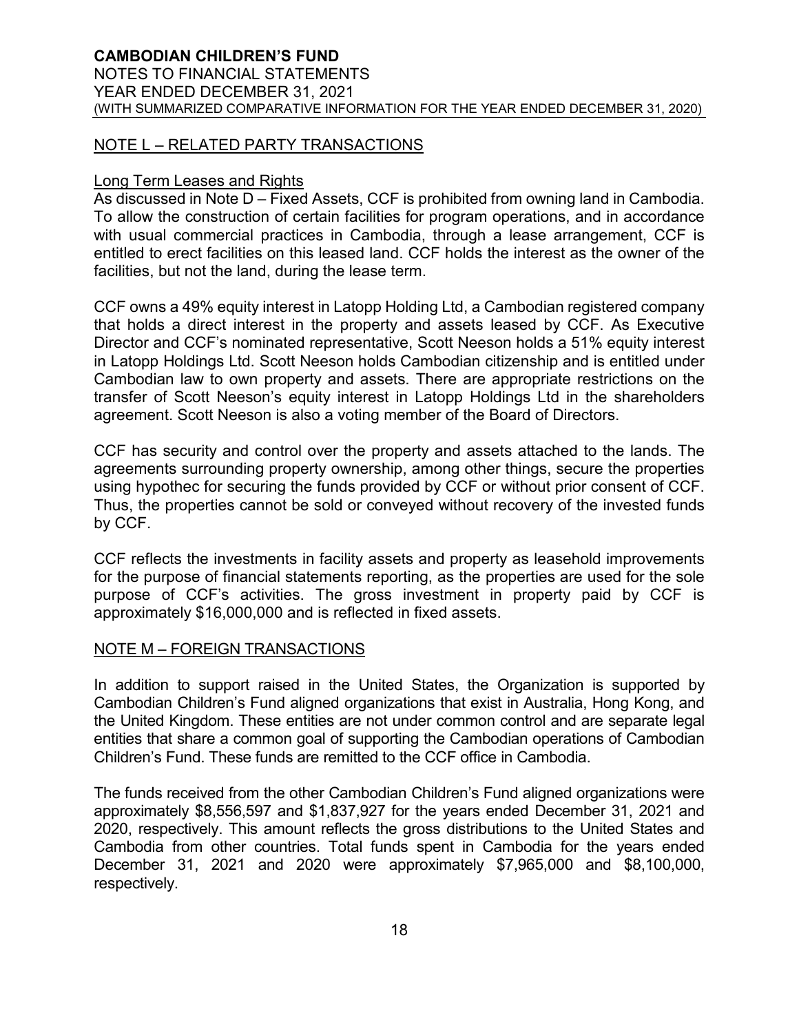## NOTE L – RELATED PARTY TRANSACTIONS

### Long Term Leases and Rights

As discussed in Note D – Fixed Assets, CCF is prohibited from owning land in Cambodia. To allow the construction of certain facilities for program operations, and in accordance with usual commercial practices in Cambodia, through a lease arrangement, CCF is entitled to erect facilities on this leased land. CCF holds the interest as the owner of the facilities, but not the land, during the lease term.

CCF owns a 49% equity interest in Latopp Holding Ltd, a Cambodian registered company that holds a direct interest in the property and assets leased by CCF. As Executive Director and CCF's nominated representative, Scott Neeson holds a 51% equity interest in Latopp Holdings Ltd. Scott Neeson holds Cambodian citizenship and is entitled under Cambodian law to own property and assets. There are appropriate restrictions on the transfer of Scott Neeson's equity interest in Latopp Holdings Ltd in the shareholders agreement. Scott Neeson is also a voting member of the Board of Directors.

CCF has security and control over the property and assets attached to the lands. The agreements surrounding property ownership, among other things, secure the properties using hypothec for securing the funds provided by CCF or without prior consent of CCF. Thus, the properties cannot be sold or conveyed without recovery of the invested funds by CCF.

CCF reflects the investments in facility assets and property as leasehold improvements for the purpose of financial statements reporting, as the properties are used for the sole purpose of CCF's activities. The gross investment in property paid by CCF is approximately $16,000,000 and is reflected in fixed assets.

## NOTE M – FOREIGN TRANSACTIONS

In addition to support raised in the United States, the Organization is supported by Cambodian Children's Fund aligned organizations that exist in Australia, Hong Kong, and the United Kingdom. These entities are not under common control and are separate legal entities that share a common goal of supporting the Cambodian operations of Cambodian Children's Fund. These funds are remitted to the CCF office in Cambodia.

The funds received from the other Cambodian Children's Fund aligned organizations were approximately $8,556,597 and $1,837,927 for the years ended December 31, 2021 and 2020, respectively. This amount reflects the gross distributions to the United States and Cambodia from other countries. Total funds spent in Cambodia for the years ended December 31, 2021 and 2020 were approximately $7,965,000 and $8,100,000, respectively.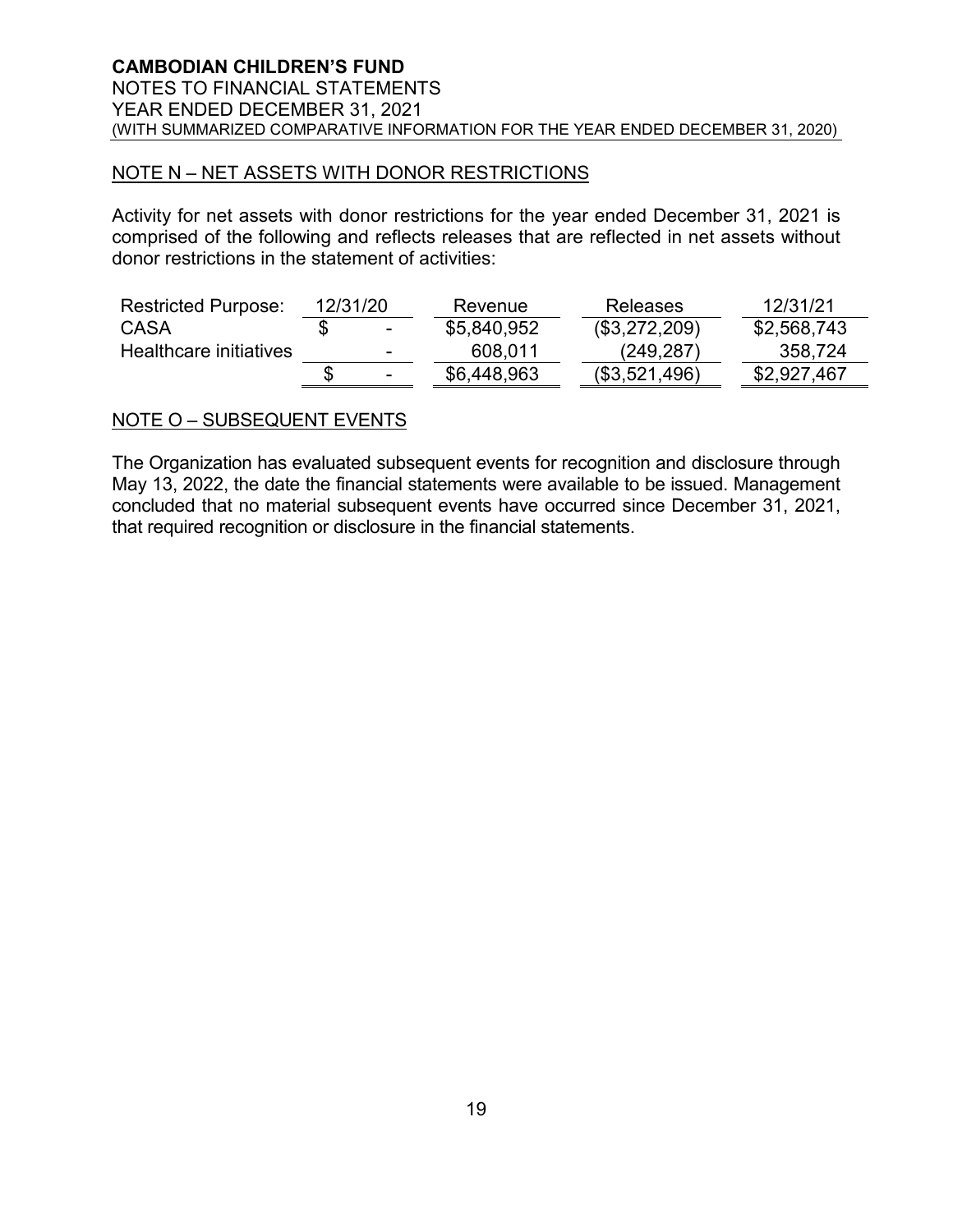# CAMBODIAN CHILDREN'S FUND

NOTES TO FINANCIAL STATEMENTS
YEAR ENDED DECEMBER 31, 2021
(WITH SUMMARIZED COMPARATIVE INFORMATION FOR THE YEAR ENDED DECEMBER 31, 2020)

## NOTE N – NET ASSETS WITH DONOR RESTRICTIONS

Activity for net assets with donor restrictions for the year ended December 31, 2021 is comprised of the following and reflects releases that are reflected in net assets without donor restrictions in the statement of activities:

| Restricted Purpose: | 12/31/20 | Revenue | Releases | 12/31/21 |
|---|---|---|---|---|
| CASA | $ - | $5,840,952 | ($3,272,209) | $2,568,743 |
| Healthcare initiatives | - | 608,011 | (249,287) | 358,724 |
| | $ - | $6,448,963 | ($3,521,496) | $2,927,467 |

## NOTE O – SUBSEQUENT EVENTS

The Organization has evaluated subsequent events for recognition and disclosure through May 13, 2022, the date the financial statements were available to be issued. Management concluded that no material subsequent events have occurred since December 31, 2021, that required recognition or disclosure in the financial statements.